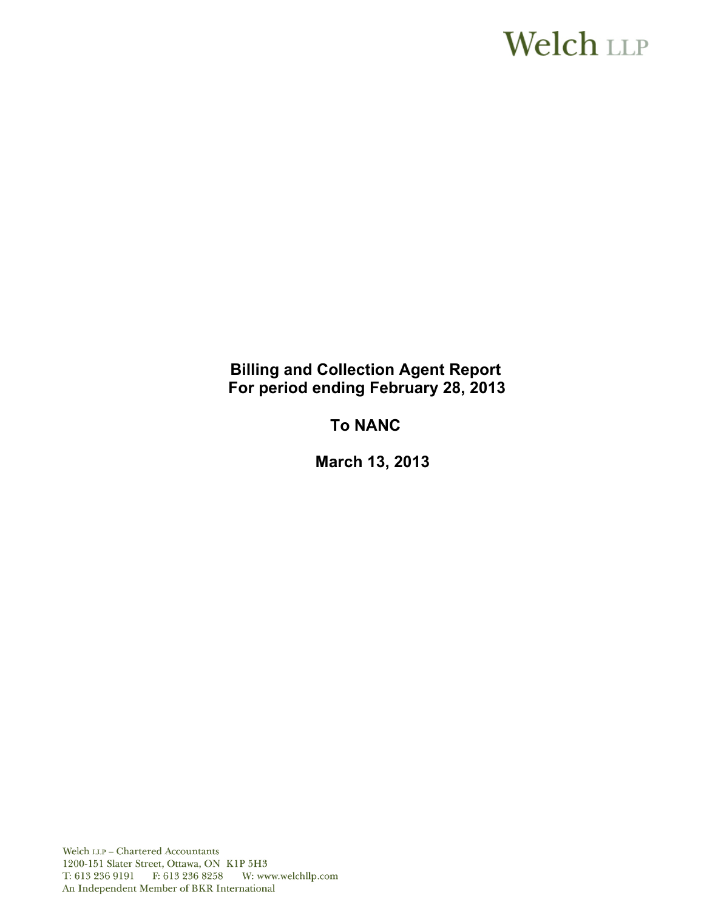Welch LLP

**Billing and Collection Agent Report**
**For period ending February 28, 2013**

**To NANC**

**March 13, 2013**

Welch LLP – Chartered Accountants
1200-151 Slater Street, Ottawa, ON K1P 5H3
T: 613 236 9191 F: 613 236 8258 W: www.welchllp.com
An Independent Member of BKR International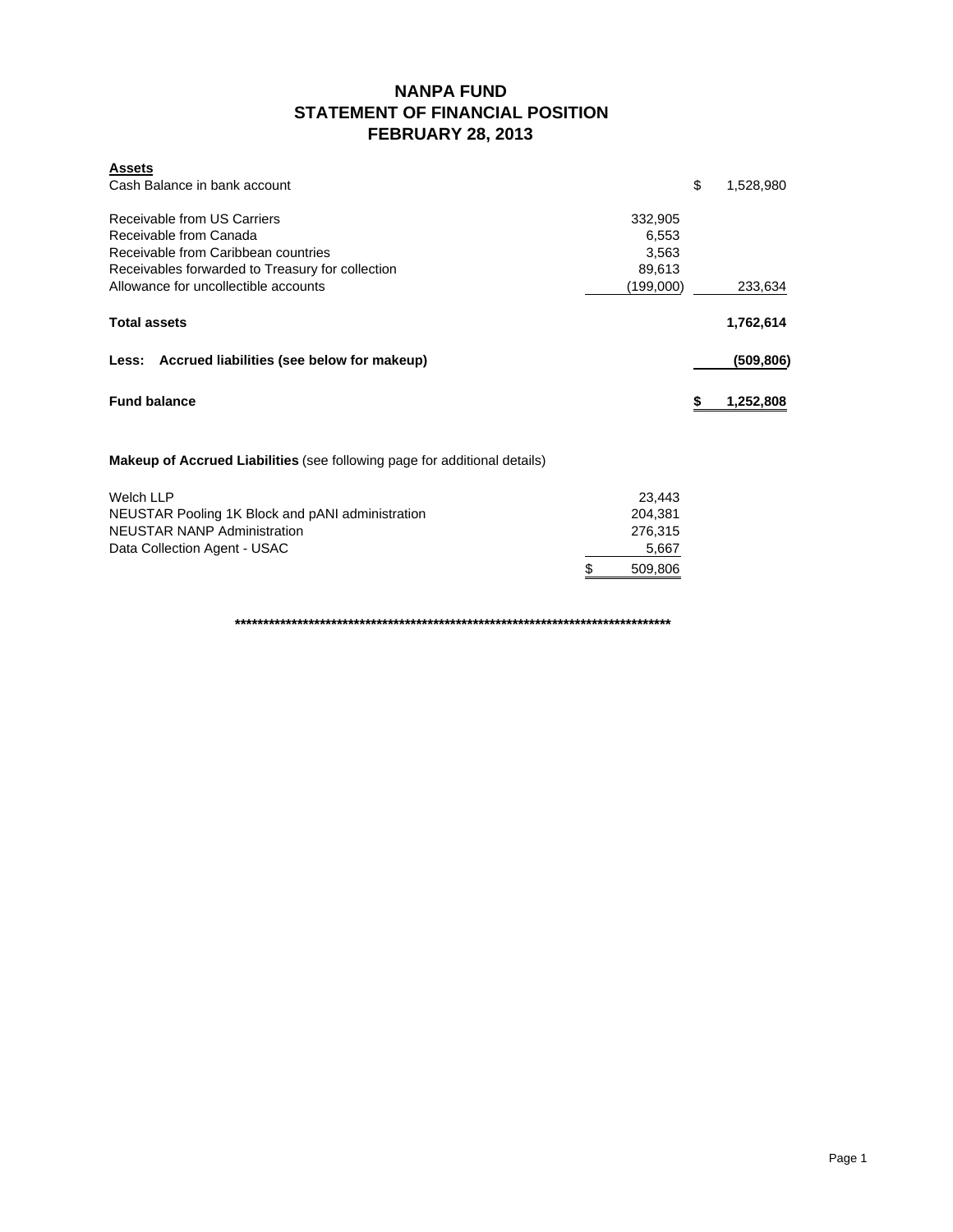# NANPA FUND
## STATEMENT OF FINANCIAL POSITION
## FEBRUARY 28, 2013

| **Assets** | | |
|---|---|---|
| Cash Balance in bank account | | $ 1,528,980 |
| Receivable from US Carriers | 332,905 | |
| Receivable from Canada | 6,553 | |
| Receivable from Caribbean countries | 3,563 | |
| Receivables forwarded to Treasury for collection | 89,613 | |
| Allowance for uncollectible accounts | (199,000) | 233,634 |
| **Total assets** | | **1,762,614** |
| **Less: Accrued liabilities (see below for makeup)** | | **(509,806)** |
| **Fund balance** | | **$ 1,252,808** |

**Makeup of Accrued Liabilities** (see following page for additional details)

| | |
|---|---|
| Welch LLP | 23,443 |
| NEUSTAR Pooling 1K Block and pANI administration | 204,381 |
| NEUSTAR NANP Administration | 276,315 |
| Data Collection Agent - USAC | 5,667 |
| | $ 509,806 |

**********************************************************************************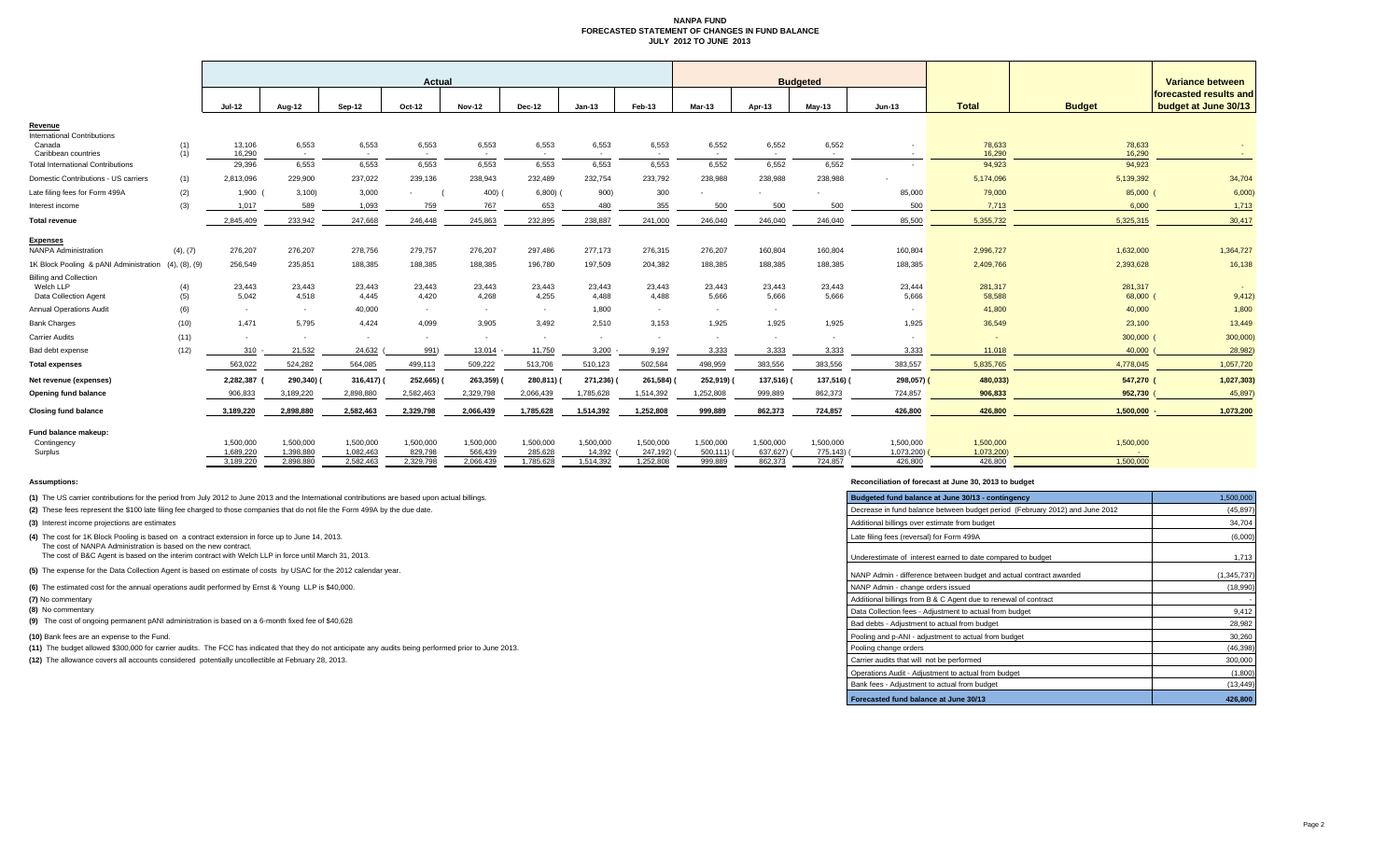# NANPA FUND
## FORECASTED STATEMENT OF CHANGES IN FUND BALANCE
### JULY 2012 TO JUNE 2013

| | | Actual | | | | | | | | Budgeted | | | | | | Variance between |
|---|---|---|---|---|---|---|---|---|---|---|---|---|---|---|---|---|
| | | Jul-12 | Aug-12 | Sep-12 | Oct-12 | Nov-12 | Dec-12 | Jan-13 | Feb-13 | Mar-13 | Apr-13 | May-13 | Jun-13 | Total | Budget | forecasted results and budget at June 30/13 |
| **Revenue** | | | | | | | | | | | | | | | | |
| International Contributions | | | | | | | | | | | | | | | | |
| Canada | (1) | 13,106 | 6,553 | 6,553 | 6,553 | 6,553 | 6,553 | 6,553 | 6,553 | 6,552 | 6,552 | 6,552 | - | 78,633 | 78,633 | - |
| Caribbean countries | (1) | 16,290 | - | - | - | - | - | - | - | - | - | - | - | 16,290 | 16,290 | - |
| Total International Contributions | | 29,396 | 6,553 | 6,553 | 6,553 | 6,553 | 6,553 | 6,553 | 6,553 | 6,552 | 6,552 | 6,552 | - | 94,923 | 94,923 | - |
| Domestic Contributions - US carriers | (1) | 2,813,096 | 229,900 | 237,022 | 239,136 | 238,943 | 232,489 | 232,754 | 233,792 | 238,988 | 238,988 | 238,988 | - | 5,174,096 | 5,139,392 | 34,704 |
| Late filing fees for Form 499A | (2) | 1,900 | (3,100) | 3,000 | - | (400) | (6,800) | (900) | 300 | - | - | - | 85,000 | 79,000 | 85,000 | (6,000) |
| Interest income | (3) | 1,017 | 589 | 1,093 | 759 | 767 | 653 | 480 | 355 | 500 | 500 | 500 | 500 | 7,713 | 6,000 | 1,713 |
| **Total revenue** | | 2,845,409 | 233,942 | 247,668 | 246,448 | 245,863 | 232,895 | 238,887 | 241,000 | 246,040 | 246,040 | 246,040 | 85,500 | 5,355,732 | 5,325,315 | 30,417 |
| **Expenses** | | | | | | | | | | | | | | | | |
| NANPA Administration | (4), (7) | 276,207 | 276,207 | 278,756 | 279,757 | 276,207 | 297,486 | 277,173 | 276,315 | 276,207 | 160,804 | 160,804 | 160,804 | 2,996,727 | 1,632,000 | 1,364,727 |
| 1K Block Pooling & pANI Administration | (4), (8), (9) | 256,549 | 235,851 | 188,385 | 188,385 | 188,385 | 196,780 | 197,509 | 204,382 | 188,385 | 188,385 | 188,385 | 188,385 | 2,409,766 | 2,393,628 | 16,138 |
| Billing and Collection | | | | | | | | | | | | | | | | |
| Welch LLP | (4) | 23,443 | 23,443 | 23,443 | 23,443 | 23,443 | 23,443 | 23,443 | 23,443 | 23,443 | 23,443 | 23,443 | 23,444 | 281,317 | 281,317 | - |
| Data Collection Agent | (5) | 5,042 | 4,518 | 4,445 | 4,420 | 4,268 | 4,255 | 4,488 | 4,488 | 5,666 | 5,666 | 5,666 | 5,666 | 58,588 | 68,000 | (9,412) |
| Annual Operations Audit | (6) | - | - | 40,000 | - | - | - | 1,800 | - | - | - | - | - | 41,800 | 40,000 | 1,800 |
| Bank Charges | (10) | 1,471 | 5,795 | 4,424 | 4,099 | 3,905 | 3,492 | 2,510 | 3,153 | 1,925 | 1,925 | 1,925 | 1,925 | 36,549 | 23,100 | 13,449 |
| Carrier Audits | (11) | - | - | - | - | - | - | - | - | - | - | - | - | - | 300,000 | (300,000) |
| Bad debt expense | (12) | 310 | 21,532 | 24,632 | (991) | 13,014 | 11,750 | 3,200 | 9,197 | 3,333 | 3,333 | 3,333 | 3,333 | 11,018 | 40,000 | (28,982) |
| **Total expenses** | | 563,022 | 524,282 | 564,085 | 499,113 | 509,222 | 513,706 | 510,123 | 502,584 | 498,959 | 383,556 | 383,556 | 383,557 | 5,835,765 | 4,778,045 | 1,057,720 |
| **Net revenue (expenses)** | | 2,282,387 | (290,340) | (316,417) | (252,665) | (263,359) | (280,811) | (271,236) | (261,584) | (252,919) | (137,516) | (137,516) | (298,057) | (480,033) | 547,270 | (1,027,303) |
| **Opening fund balance** | | 906,833 | 3,189,220 | 2,898,880 | 2,582,463 | 2,329,798 | 2,066,439 | 1,785,628 | 1,514,392 | 1,252,808 | 999,889 | 862,373 | 724,857 | 906,833 | 952,730 | (45,897) |
| **Closing fund balance** | | 3,189,220 | 2,898,880 | 2,582,463 | 2,329,798 | 2,066,439 | 1,785,628 | 1,514,392 | 1,252,808 | 999,889 | 862,373 | 724,857 | 426,800 | 426,800 | 1,500,000 | 1,073,200 |
| **Fund balance makeup:** | | | | | | | | | | | | | | | | |
| Contingency | | 1,500,000 | 1,500,000 | 1,500,000 | 1,500,000 | 1,500,000 | 1,500,000 | 1,500,000 | 1,500,000 | 1,500,000 | 1,500,000 | 1,500,000 | 1,500,000 | 1,500,000 | 1,500,000 | |
| Surplus | | 1,689,220 | 1,398,880 | 1,082,463 | 829,798 | 566,439 | 285,628 | 14,392 | (247,192) | (500,111) | (637,627) | (775,143) | (1,073,200) | (1,073,200) | - | |
| | | 3,189,220 | 2,898,880 | 2,582,463 | 2,329,798 | 2,066,439 | 1,785,628 | 1,514,392 | 1,252,808 | 999,889 | 862,373 | 724,857 | 426,800 | 426,800 | 1,500,000 | |

**Assumptions:**

**(1)** The US carrier contributions for the period from July 2012 to June 2013 and the International contributions are based upon actual billings.

**(2)** These fees represent the $100 late filing fee charged to those companies that do not file the Form 499A by the due date.

**(3)** Interest income projections are estimates

**(4)** The cost for 1K Block Pooling is based on a contract extension in force up to June 14, 2013.
The cost of NANPA Administration is based on the new contract.
The cost of B&C Agent is based on the interim contract with Welch LLP in force until March 31, 2013.

**(5)** The expense for the Data Collection Agent is based on estimate of costs by USAC for the 2012 calendar year.

**(6)** The estimated cost for the annual operations audit performed by Ernst & Young LLP is $40,000.

**(7)** No commentary

**(8)** No commentary

**(9)** The cost of ongoing permanent pANI administration is based on a 6-month fixed fee of $40,628

**(10)** Bank fees are an expense to the Fund.

**(11)** The budget allowed $300,000 for carrier audits. The FCC has indicated that they do not anticipate any audits being performed prior to June 2013.

**(12)** The allowance covers all accounts considered potentially uncollectible at February 28, 2013.

**Reconciliation of forecast at June 30, 2013 to budget**

| Budgeted fund balance at June 30/13 - contingency | 1,500,000 |
|---|---|
| Decrease in fund balance between budget period (February 2012) and June 2012 | (45,897) |
| Additional billings over estimate from budget | 34,704 |
| Late filing fees (reversal) for Form 499A | (6,000) |
| Underestimate of interest earned to date compared to budget | 1,713 |
| NANP Admin - difference between budget and actual contract awarded | (1,345,737) |
| NANP Admin - change orders issued | (18,990) |
| Additional billings from B & C Agent due to renewal of contract | - |
| Data Collection fees - Adjustment to actual from budget | 9,412 |
| Bad debts - Adjustment to actual from budget | 28,982 |
| Pooling and p-ANI - adjustment to actual from budget | 30,260 |
| Pooling change orders | (46,398) |
| Carrier audits that will not be performed | 300,000 |
| Operations Audit - Adjustment to actual from budget | (1,800) |
| Bank fees - Adjustment to actual from budget | (13,449) |
| **Forecasted fund balance at June 30/13** | **426,800** |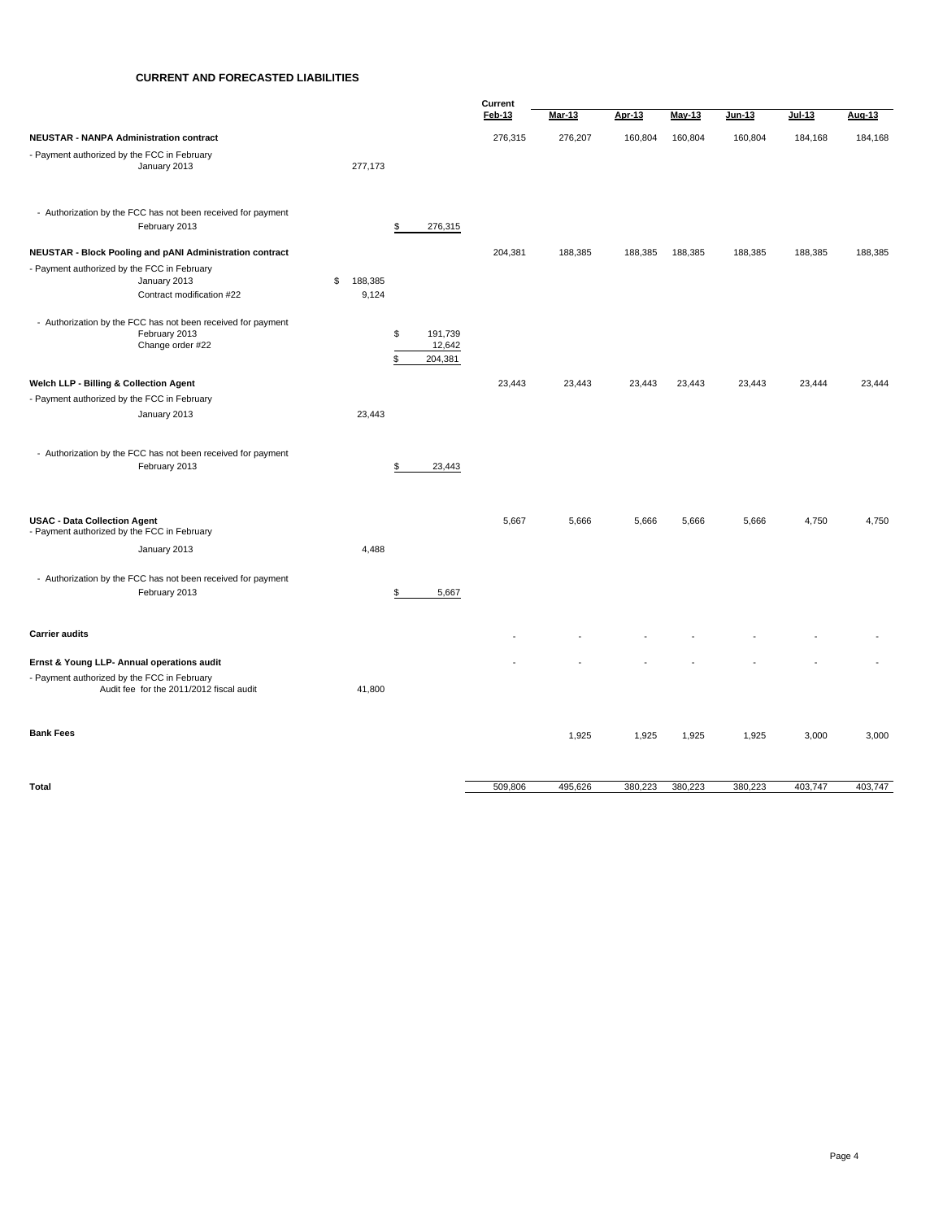## CURRENT AND FORECASTED LIABILITIES

| | | | Current Feb-13 | Mar-13 | Apr-13 | May-13 | Jun-13 | Jul-13 | Aug-13 |
|---|---|---|---|---|---|---|---|---|---|
| **NEUSTAR - NANPA Administration contract** | | | 276,315 | 276,207 | 160,804 | 160,804 | 160,804 | 184,168 | 184,168 |
| - Payment authorized by the FCC in February | | | | | | | | | |
| January 2013 | 277,173 | | | | | | | | |
| - Authorization by the FCC has not been received for payment | | | | | | | | | |
| February 2013 | | $ 276,315 | | | | | | | |
| **NEUSTAR - Block Pooling and pANI Administration contract** | | | 204,381 | 188,385 | 188,385 | 188,385 | 188,385 | 188,385 | 188,385 |
| - Payment authorized by the FCC in February | | | | | | | | | |
| January 2013 | $ 188,385 | | | | | | | | |
| Contract modification #22 | 9,124 | | | | | | | | |
| - Authorization by the FCC has not been received for payment | | | | | | | | | |
| February 2013 | | $ 191,739 | | | | | | | |
| Change order #22 | | 12,642 | | | | | | | |
| | | $ 204,381 | | | | | | | |
| **Welch LLP - Billing & Collection Agent** | | | 23,443 | 23,443 | 23,443 | 23,443 | 23,443 | 23,444 | 23,444 |
| - Payment authorized by the FCC in February | | | | | | | | | |
| January 2013 | 23,443 | | | | | | | | |
| - Authorization by the FCC has not been received for payment | | | | | | | | | |
| February 2013 | | $ 23,443 | | | | | | | |
| **USAC - Data Collection Agent** | | | 5,667 | 5,666 | 5,666 | 5,666 | 5,666 | 4,750 | 4,750 |
| - Payment authorized by the FCC in February | | | | | | | | | |
| January 2013 | 4,488 | | | | | | | | |
| - Authorization by the FCC has not been received for payment | | | | | | | | | |
| February 2013 | | $ 5,667 | | | | | | | |
| **Carrier audits** | | | - | - | - | - | - | - | - |
| **Ernst & Young LLP- Annual operations audit** | | | - | - | - | - | - | - | - |
| - Payment authorized by the FCC in February | | | | | | | | | |
| Audit fee for the 2011/2012 fiscal audit | 41,800 | | | | | | | | |
| **Bank Fees** | | | | 1,925 | 1,925 | 1,925 | 1,925 | 3,000 | 3,000 |
| **Total** | | | 509,806 | 495,626 | 380,223 | 380,223 | 380,223 | 403,747 | 403,747 |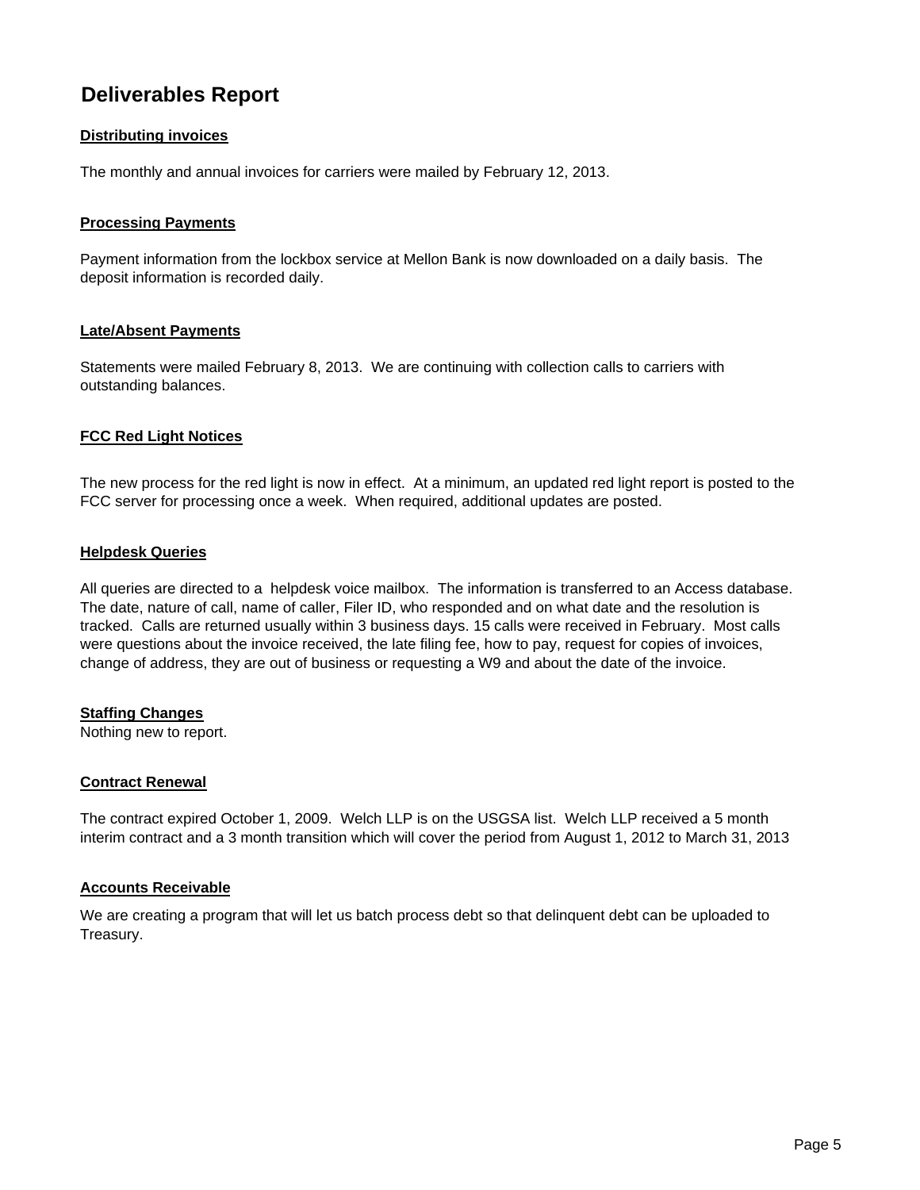## Deliverables Report

**Distributing invoices**

The monthly and annual invoices for carriers were mailed by February 12, 2013.

**Processing Payments**

Payment information from the lockbox service at Mellon Bank is now downloaded on a daily basis. The deposit information is recorded daily.

**Late/Absent Payments**

Statements were mailed February 8, 2013. We are continuing with collection calls to carriers with outstanding balances.

**FCC Red Light Notices**

The new process for the red light is now in effect. At a minimum, an updated red light report is posted to the FCC server for processing once a week. When required, additional updates are posted.

**Helpdesk Queries**

All queries are directed to a helpdesk voice mailbox. The information is transferred to an Access database. The date, nature of call, name of caller, Filer ID, who responded and on what date and the resolution is tracked. Calls are returned usually within 3 business days. 15 calls were received in February. Most calls were questions about the invoice received, the late filing fee, how to pay, request for copies of invoices, change of address, they are out of business or requesting a W9 and about the date of the invoice.

**Staffing Changes**

Nothing new to report.

**Contract Renewal**

The contract expired October 1, 2009. Welch LLP is on the USGSA list. Welch LLP received a 5 month interim contract and a 3 month transition which will cover the period from August 1, 2012 to March 31, 2013

**Accounts Receivable**

We are creating a program that will let us batch process debt so that delinquent debt can be uploaded to Treasury.